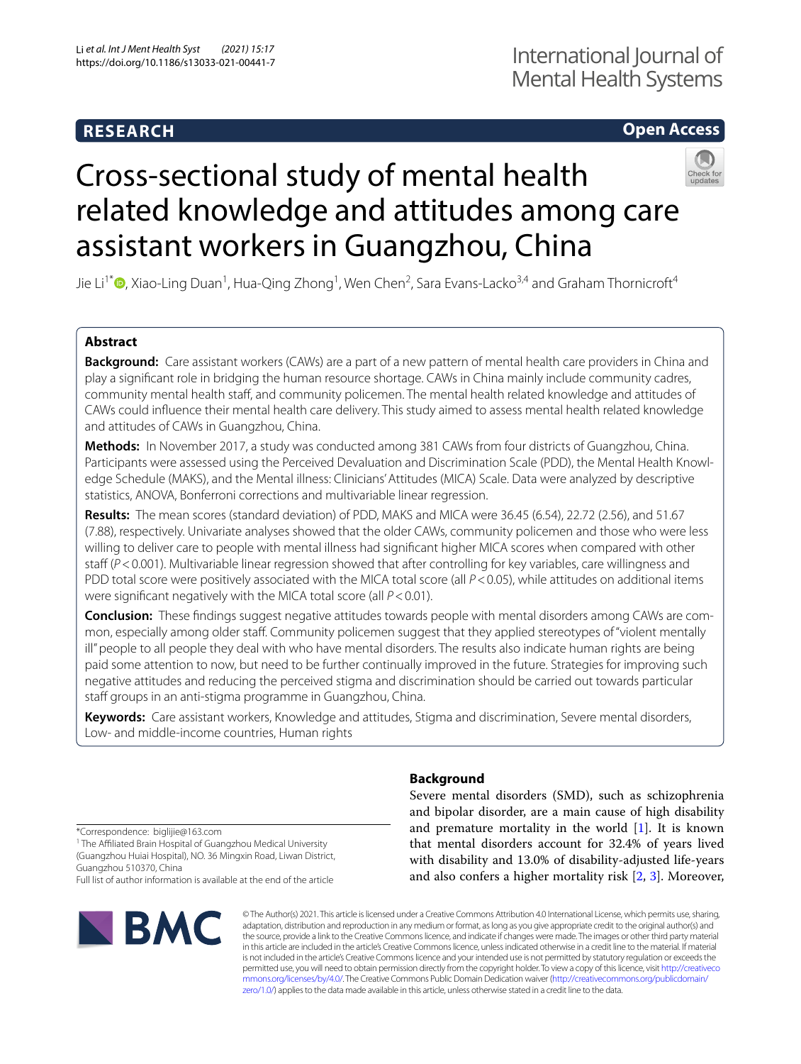**RESEARCH** **Open Access**

# Cross-sectional study of mental health related knowledge and attitudes among care assistant workers in Guangzhou, China

Jie Li[1*], Xiao-Ling Duan[1], Hua-Qing Zhong[1], Wen Chen[2], Sara Evans-Lacko[3,4] and Graham Thornicroft[4]

## Abstract

**Background:** Care assistant workers (CAWs) are a part of a new pattern of mental health care providers in China and play a significant role in bridging the human resource shortage. CAWs in China mainly include community cadres, community mental health staff, and community policemen. The mental health related knowledge and attitudes of CAWs could influence their mental health care delivery. This study aimed to assess mental health related knowledge and attitudes of CAWs in Guangzhou, China.

**Methods:** In November 2017, a study was conducted among 381 CAWs from four districts of Guangzhou, China. Participants were assessed using the Perceived Devaluation and Discrimination Scale (PDD), the Mental Health Knowledge Schedule (MAKS), and the Mental illness: Clinicians' Attitudes (MICA) Scale. Data were analyzed by descriptive statistics, ANOVA, Bonferroni corrections and multivariable linear regression.

**Results:** The mean scores (standard deviation) of PDD, MAKS and MICA were 36.45 (6.54), 22.72 (2.56), and 51.67 (7.88), respectively. Univariate analyses showed that the older CAWs, community policemen and those who were less willing to deliver care to people with mental illness had significant higher MICA scores when compared with other staff ($P<0.001$). Multivariable linear regression showed that after controlling for key variables, care willingness and PDD total score were positively associated with the MICA total score (all $P<0.05$), while attitudes on additional items were significant negatively with the MICA total score (all $P<0.01$).

**Conclusion:** These findings suggest negative attitudes towards people with mental disorders among CAWs are common, especially among older staff. Community policemen suggest that they applied stereotypes of "violent mentally ill" people to all people they deal with who have mental disorders. The results also indicate human rights are being paid some attention to now, but need to be further continually improved in the future. Strategies for improving such negative attitudes and reducing the perceived stigma and discrimination should be carried out towards particular staff groups in an anti-stigma programme in Guangzhou, China.

**Keywords:** Care assistant workers, Knowledge and attitudes, Stigma and discrimination, Severe mental disorders, Low- and middle-income countries, Human rights

*Correspondence: biglijie@163.com

[1] The Affiliated Brain Hospital of Guangzhou Medical University (Guangzhou Huiai Hospital), NO. 36 Mingxin Road, Liwan District, Guangzhou 510370, China

Full list of author information is available at the end of the article

## Background

Severe mental disorders (SMD), such as schizophrenia and bipolar disorder, are a main cause of high disability and premature mortality in the world [1]. It is known that mental disorders account for 32.4% of years lived with disability and 13.0% of disability-adjusted life-years and also confers a higher mortality risk [2, 3]. Moreover,

© The Author(s) 2021. This article is licensed under a Creative Commons Attribution 4.0 International License, which permits use, sharing, adaptation, distribution and reproduction in any medium or format, as long as you give appropriate credit to the original author(s) and the source, provide a link to the Creative Commons licence, and indicate if changes were made. The images or other third party material in this article are included in the article's Creative Commons licence, unless indicated otherwise in a credit line to the material. If material is not included in the article's Creative Commons licence and your intended use is not permitted by statutory regulation or exceeds the permitted use, you will need to obtain permission directly from the copyright holder. To view a copy of this licence, visit http://creativecommons.org/licenses/by/4.0/. The Creative Commons Public Domain Dedication waiver (http://creativecommons.org/publicdomain/zero/1.0/) applies to the data made available in this article, unless otherwise stated in a credit line to the data.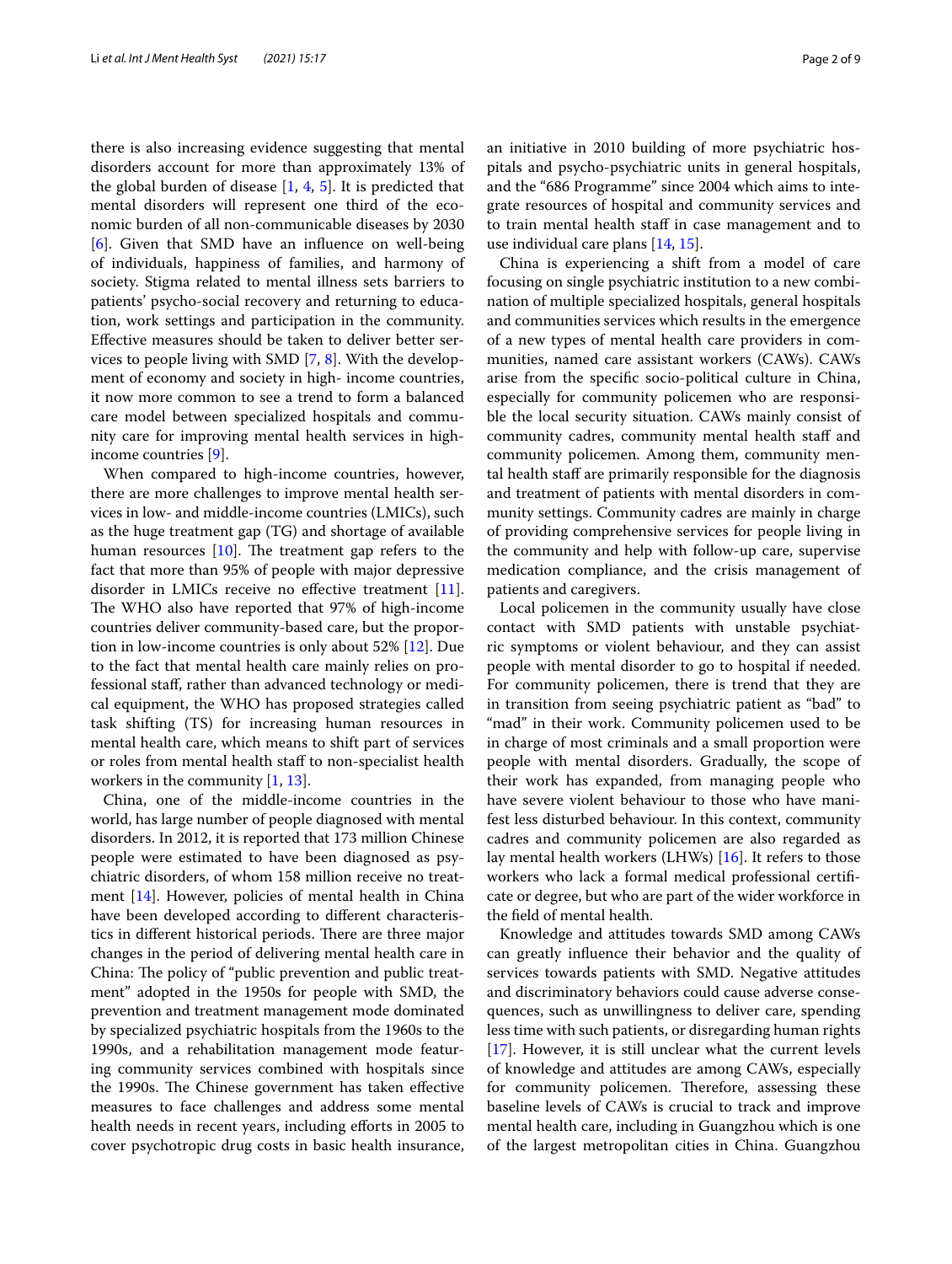there is also increasing evidence suggesting that mental disorders account for more than approximately 13% of the global burden of disease [1, 4, 5]. It is predicted that mental disorders will represent one third of the economic burden of all non-communicable diseases by 2030 [6]. Given that SMD have an influence on well-being of individuals, happiness of families, and harmony of society. Stigma related to mental illness sets barriers to patients' psycho-social recovery and returning to education, work settings and participation in the community. Effective measures should be taken to deliver better services to people living with SMD [7, 8]. With the development of economy and society in high- income countries, it now more common to see a trend to form a balanced care model between specialized hospitals and community care for improving mental health services in high-income countries [9].

When compared to high-income countries, however, there are more challenges to improve mental health services in low- and middle-income countries (LMICs), such as the huge treatment gap (TG) and shortage of available human resources [10]. The treatment gap refers to the fact that more than 95% of people with major depressive disorder in LMICs receive no effective treatment [11]. The WHO also have reported that 97% of high-income countries deliver community-based care, but the proportion in low-income countries is only about 52% [12]. Due to the fact that mental health care mainly relies on professional staff, rather than advanced technology or medical equipment, the WHO has proposed strategies called task shifting (TS) for increasing human resources in mental health care, which means to shift part of services or roles from mental health staff to non-specialist health workers in the community [1, 13].

China, one of the middle-income countries in the world, has large number of people diagnosed with mental disorders. In 2012, it is reported that 173 million Chinese people were estimated to have been diagnosed as psychiatric disorders, of whom 158 million receive no treatment [14]. However, policies of mental health in China have been developed according to different characteristics in different historical periods. There are three major changes in the period of delivering mental health care in China: The policy of "public prevention and public treatment" adopted in the 1950s for people with SMD, the prevention and treatment management mode dominated by specialized psychiatric hospitals from the 1960s to the 1990s, and a rehabilitation management mode featuring community services combined with hospitals since the 1990s. The Chinese government has taken effective measures to face challenges and address some mental health needs in recent years, including efforts in 2005 to cover psychotropic drug costs in basic health insurance, an initiative in 2010 building of more psychiatric hospitals and psycho-psychiatric units in general hospitals, and the "686 Programme" since 2004 which aims to integrate resources of hospital and community services and to train mental health staff in case management and to use individual care plans [14, 15].

China is experiencing a shift from a model of care focusing on single psychiatric institution to a new combination of multiple specialized hospitals, general hospitals and communities services which results in the emergence of a new types of mental health care providers in communities, named care assistant workers (CAWs). CAWs arise from the specific socio-political culture in China, especially for community policemen who are responsible the local security situation. CAWs mainly consist of community cadres, community mental health staff and community policemen. Among them, community mental health staff are primarily responsible for the diagnosis and treatment of patients with mental disorders in community settings. Community cadres are mainly in charge of providing comprehensive services for people living in the community and help with follow-up care, supervise medication compliance, and the crisis management of patients and caregivers.

Local policemen in the community usually have close contact with SMD patients with unstable psychiatric symptoms or violent behaviour, and they can assist people with mental disorder to go to hospital if needed. For community policemen, there is trend that they are in transition from seeing psychiatric patient as "bad" to "mad" in their work. Community policemen used to be in charge of most criminals and a small proportion were people with mental disorders. Gradually, the scope of their work has expanded, from managing people who have severe violent behaviour to those who have manifest less disturbed behaviour. In this context, community cadres and community policemen are also regarded as lay mental health workers (LHWs) [16]. It refers to those workers who lack a formal medical professional certificate or degree, but who are part of the wider workforce in the field of mental health.

Knowledge and attitudes towards SMD among CAWs can greatly influence their behavior and the quality of services towards patients with SMD. Negative attitudes and discriminatory behaviors could cause adverse consequences, such as unwillingness to deliver care, spending less time with such patients, or disregarding human rights [17]. However, it is still unclear what the current levels of knowledge and attitudes are among CAWs, especially for community policemen. Therefore, assessing these baseline levels of CAWs is crucial to track and improve mental health care, including in Guangzhou which is one of the largest metropolitan cities in China. Guangzhou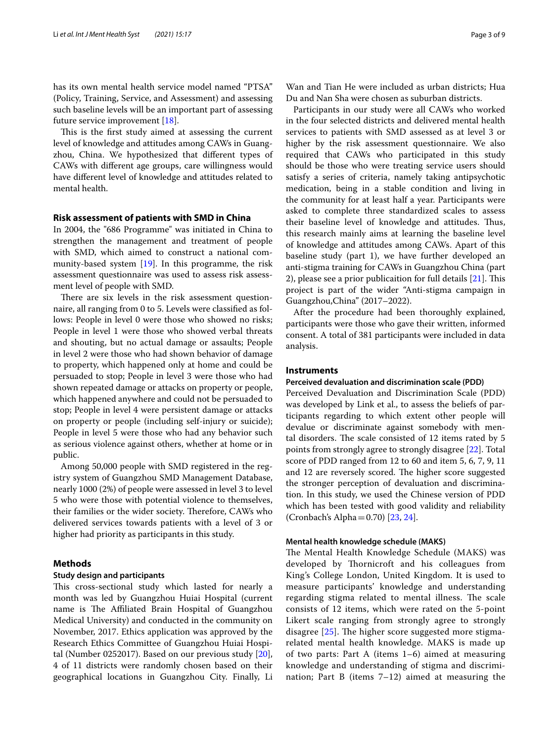has its own mental health service model named "PTSA" (Policy, Training, Service, and Assessment) and assessing such baseline levels will be an important part of assessing future service improvement [18].

This is the first study aimed at assessing the current level of knowledge and attitudes among CAWs in Guangzhou, China. We hypothesized that different types of CAWs with different age groups, care willingness would have different level of knowledge and attitudes related to mental health.

## Risk assessment of patients with SMD in China

In 2004, the "686 Programme" was initiated in China to strengthen the management and treatment of people with SMD, which aimed to construct a national community-based system [19]. In this programme, the risk assessment questionnaire was used to assess risk assessment level of people with SMD.

There are six levels in the risk assessment questionnaire, all ranging from 0 to 5. Levels were classified as follows: People in level 0 were those who showed no risks; People in level 1 were those who showed verbal threats and shouting, but no actual damage or assaults; People in level 2 were those who had shown behavior of damage to property, which happened only at home and could be persuaded to stop; People in level 3 were those who had shown repeated damage or attacks on property or people, which happened anywhere and could not be persuaded to stop; People in level 4 were persistent damage or attacks on property or people (including self-injury or suicide); People in level 5 were those who had any behavior such as serious violence against others, whether at home or in public.

Among 50,000 people with SMD registered in the registry system of Guangzhou SMD Management Database, nearly 1000 (2%) of people were assessed in level 3 to level 5 who were those with potential violence to themselves, their families or the wider society. Therefore, CAWs who delivered services towards patients with a level of 3 or higher had priority as participants in this study.

## Methods

### Study design and participants

This cross-sectional study which lasted for nearly a month was led by Guangzhou Huiai Hospital (current name is The Affiliated Brain Hospital of Guangzhou Medical University) and conducted in the community on November, 2017. Ethics application was approved by the Research Ethics Committee of Guangzhou Huiai Hospital (Number 0252017). Based on our previous study [20], 4 of 11 districts were randomly chosen based on their geographical locations in Guangzhou City. Finally, Li Wan and Tian He were included as urban districts; Hua Du and Nan Sha were chosen as suburban districts.

Participants in our study were all CAWs who worked in the four selected districts and delivered mental health services to patients with SMD assessed as at level 3 or higher by the risk assessment questionnaire. We also required that CAWs who participated in this study should be those who were treating service users should satisfy a series of criteria, namely taking antipsychotic medication, being in a stable condition and living in the community for at least half a year. Participants were asked to complete three standardized scales to assess their baseline level of knowledge and attitudes. Thus, this research mainly aims at learning the baseline level of knowledge and attitudes among CAWs. Apart of this baseline study (part 1), we have further developed an anti-stigma training for CAWs in Guangzhou China (part 2), please see a prior publicaition for full details [21]. This project is part of the wider "Anti-stigma campaign in Guangzhou,China" (2017–2022).

After the procedure had been thoroughly explained, participants were those who gave their written, informed consent. A total of 381 participants were included in data analysis.

## Instruments

### Perceived devaluation and discrimination scale (PDD)

Perceived Devaluation and Discrimination Scale (PDD) was developed by Link et al., to assess the beliefs of participants regarding to which extent other people will devalue or discriminate against somebody with mental disorders. The scale consisted of 12 items rated by 5 points from strongly agree to strongly disagree [22]. Total score of PDD ranged from 12 to 60 and item 5, 6, 7, 9, 11 and 12 are reversely scored. The higher score suggested the stronger perception of devaluation and discrimination. In this study, we used the Chinese version of PDD which has been tested with good validity and reliability (Cronbach's Alpha = 0.70) [23, 24].

### Mental health knowledge schedule (MAKS)

The Mental Health Knowledge Schedule (MAKS) was developed by Thornicroft and his colleagues from King's College London, United Kingdom. It is used to measure participants' knowledge and understanding regarding stigma related to mental illness. The scale consists of 12 items, which were rated on the 5-point Likert scale ranging from strongly agree to strongly disagree [25]. The higher score suggested more stigma-related mental health knowledge. MAKS is made up of two parts: Part A (items 1–6) aimed at measuring knowledge and understanding of stigma and discrimination; Part B (items 7–12) aimed at measuring the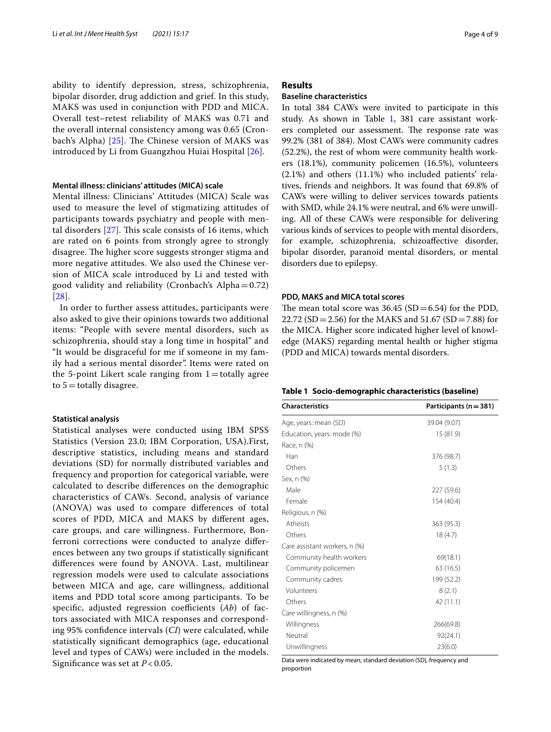ability to identify depression, stress, schizophrenia, bipolar disorder, drug addiction and grief. In this study, MAKS was used in conjunction with PDD and MICA. Overall test–retest reliability of MAKS was 0.71 and the overall internal consistency among was 0.65 (Cronbach's Alpha) [25]. The Chinese version of MAKS was introduced by Li from Guangzhou Huiai Hospital [26].

#### Mental illness: clinicians' attitudes (MICA) scale

Mental illness: Clinicians' Attitudes (MICA) Scale was used to measure the level of stigmatizing attitudes of participants towards psychiatry and people with mental disorders [27]. This scale consists of 16 items, which are rated on 6 points from strongly agree to strongly disagree. The higher score suggests stronger stigma and more negative attitudes. We also used the Chinese version of MICA scale introduced by Li and tested with good validity and reliability (Cronbach's Alpha = 0.72) [28].

In order to further assess attitudes, participants were also asked to give their opinions towards two additional items: "People with severe mental disorders, such as schizophrenia, should stay a long time in hospital" and "It would be disgraceful for me if someone in my family had a serious mental disorder". Items were rated on the 5-point Likert scale ranging from 1 = totally agree to 5 = totally disagree.

#### Statistical analysis

Statistical analyses were conducted using IBM SPSS Statistics (Version 23.0; IBM Corporation, USA).First, descriptive statistics, including means and standard deviations (SD) for normally distributed variables and frequency and proportion for categorical variable, were calculated to describe differences on the demographic characteristics of CAWs. Second, analysis of variance (ANOVA) was used to compare differences of total scores of PDD, MICA and MAKS by different ages, care groups, and care willingness. Furthermore, Bonferroni corrections were conducted to analyze differences between any two groups if statistically significant differences were found by ANOVA. Last, multilinear regression models were used to calculate associations between MICA and age, care willingness, additional items and PDD total score among participants. To be specific, adjusted regression coefficients (*Ab*) of factors associated with MICA responses and corresponding 95% confidence intervals (*CI*) were calculated, while statistically significant demographics (age, educational level and types of CAWs) were included in the models. Significance was set at $P < 0.05$.

## Results

### Baseline characteristics

In total 384 CAWs were invited to participate in this study. As shown in Table 1, 381 care assistant workers completed our assessment. The response rate was 99.2% (381 of 384). Most CAWs were community cadres (52.2%), the rest of whom were community health workers (18.1%), community policemen (16.5%), volunteers (2.1%) and others (11.1%) who included patients' relatives, friends and neighbors. It was found that 69.8% of CAWs were willing to deliver services towards patients with SMD, while 24.1% were neutral, and 6% were unwilling. All of these CAWs were responsible for delivering various kinds of services to people with mental disorders, for example, schizophrenia, schizoaffective disorder, bipolar disorder, paranoid mental disorders, or mental disorders due to epilepsy.

#### PDD, MAKS and MICA total scores

The mean total score was 36.45 (SD = 6.54) for the PDD, 22.72 (SD = 2.56) for the MAKS and 51.67 (SD = 7.88) for the MICA. Higher score indicated higher level of knowledge (MAKS) regarding mental health or higher stigma (PDD and MICA) towards mental disorders.

**Table 1 Socio-demographic characteristics (baseline)**

| Characteristics | Participants (n = 381) |
|---|---|
| Age, years: mean (SD) | 39.04 (9.07) |
| Education, years: mode (%) | 15 (81.9) |
| Race, n (%) | |
| Han | 376 (98.7) |
| Others | 5 (1.3) |
| Sex, n (%) | |
| Male | 227 (59.6) |
| Female | 154 (40.4) |
| Religious, n (%) | |
| Atheists | 363 (95.3) |
| Others | 18 (4.7) |
| Care assistant workers, n (%) | |
| Community health workers | 69(18.1) |
| Community policemen | 63 (16.5) |
| Community cadres | 199 (52.2) |
| Volunteers | 8 (2.1) |
| Others | 42 (11.1) |
| Care willingness, n (%) | |
| Willingness | 266(69.8) |
| Neutral | 92(24.1) |
| Unwillingness | 23(6.0) |

Data were indicated by mean, standard deviation (SD), frequency and proportion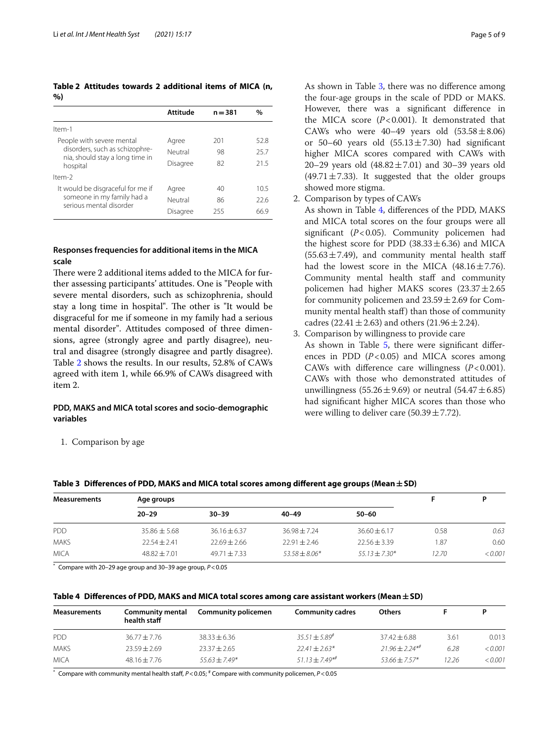**Table 2 Attitudes towards 2 additional items of MICA (n, %)**

| | Attitude | n = 381 | % |
|---|---|---|---|
| Item-1 | | | |
| People with severe mental disorders, such as schizophrenia, should stay a long time in hospital | Agree | 201 | 52.8 |
| | Neutral | 98 | 25.7 |
| | Disagree | 82 | 21.5 |
| Item-2 | | | |
| It would be disgraceful for me if someone in my family had a serious mental disorder | Agree | 40 | 10.5 |
| | Neutral | 86 | 22.6 |
| | Disagree | 255 | 66.9 |

### Responses frequencies for additional items in the MICA scale

There were 2 additional items added to the MICA for further assessing participants' attitudes. One is "People with severe mental disorders, such as schizophrenia, should stay a long time in hospital". The other is "It would be disgraceful for me if someone in my family had a serious mental disorder". Attitudes composed of three dimensions, agree (strongly agree and partly disagree), neutral and disagree (strongly disagree and partly disagree). Table 2 shows the results. In our results, 52.8% of CAWs agreed with item 1, while 66.9% of CAWs disagreed with item 2.

### PDD, MAKS and MICA total scores and socio-demographic variables

1. Comparison by age

   As shown in Table 3, there was no difference among the four-age groups in the scale of PDD or MAKS. However, there was a significant difference in the MICA score ($P<0.001$). It demonstrated that CAWs who were 40–49 years old ($53.58 \pm 8.06$) or 50–60 years old ($55.13 \pm 7.30$) had significant higher MICA scores compared with CAWs with 20–29 years old ($48.82 \pm 7.01$) and 30–39 years old ($49.71 \pm 7.33$). It suggested that the older groups showed more stigma.

2. Comparison by types of CAWs

   As shown in Table 4, differences of the PDD, MAKS and MICA total scores on the four groups were all significant ($P<0.05$). Community policemen had the highest score for PDD ($38.33 \pm 6.36$) and MICA ($55.63 \pm 7.49$), and community mental health staff had the lowest score in the MICA ($48.16 \pm 7.76$). Community mental health staff and community policemen had higher MAKS scores ($23.37 \pm 2.65$ for community policemen and $23.59 \pm 2.69$ for Community mental health staff) than those of community cadres ($22.41 \pm 2.63$) and others ($21.96 \pm 2.24$).

3. Comparison by willingness to provide care

   As shown in Table 5, there were significant differences in PDD ($P<0.05$) and MICA scores among CAWs with difference care willingness ($P<0.001$). CAWs with those who demonstrated attitudes of unwillingness ($55.26 \pm 9.69$) or neutral ($54.47 \pm 6.85$) had significant higher MICA scores than those who were willing to deliver care ($50.39 \pm 7.72$).

**Table 3 Differences of PDD, MAKS and MICA total scores among different age groups (Mean ± SD)**

| Measurements | Age groups | | | | F | P |
|---|---|---|---|---|---|---|
| | 20–29 | 30–39 | 40–49 | 50–60 | | |
| PDD | 35.86 ± 5.68 | 36.16 ± 6.37 | 36.98 ± 7.24 | 36.60 ± 6.17 | 0.58 | *0.63* |
| MAKS | 22.54 ± 2.41 | 22.69 ± 2.66 | 22.91 ± 2.46 | 22.56 ± 3.39 | 1.87 | 0.60 |
| MICA | 48.82 ± 7.01 | 49.71 ± 7.33 | *53.58 ± 8.06\** | *55.13 ± 7.30\** | *12.70* | *<0.001* |

\* Compare with 20–29 age group and 30–39 age group, $P<0.05$

**Table 4 Differences of PDD, MAKS and MICA total scores among care assistant workers (Mean ± SD)**

| Measurements | Community mental health staff | Community policemen | Community cadres | Others | F | P |
|---|---|---|---|---|---|---|
| PDD | 36.77 ± 7.76 | 38.33 ± 6.36 | *35.51 ± 5.89#* | 37.42 ± 6.88 | 3.61 | 0.013 |
| MAKS | 23.59 ± 2.69 | 23.37 ± 2.65 | *22.41 ± 2.63\** | *21.96 ± 2.24\*#* | *6.28* | *<0.001* |
| MICA | 48.16 ± 7.76 | *55.63 ± 7.49\** | *51.13 ± 7.49\*#* | *53.66 ± 7.57\** | *12.26* | *<0.001* |

\* Compare with community mental health staff, $P<0.05$; # Compare with community policemen, $P<0.05$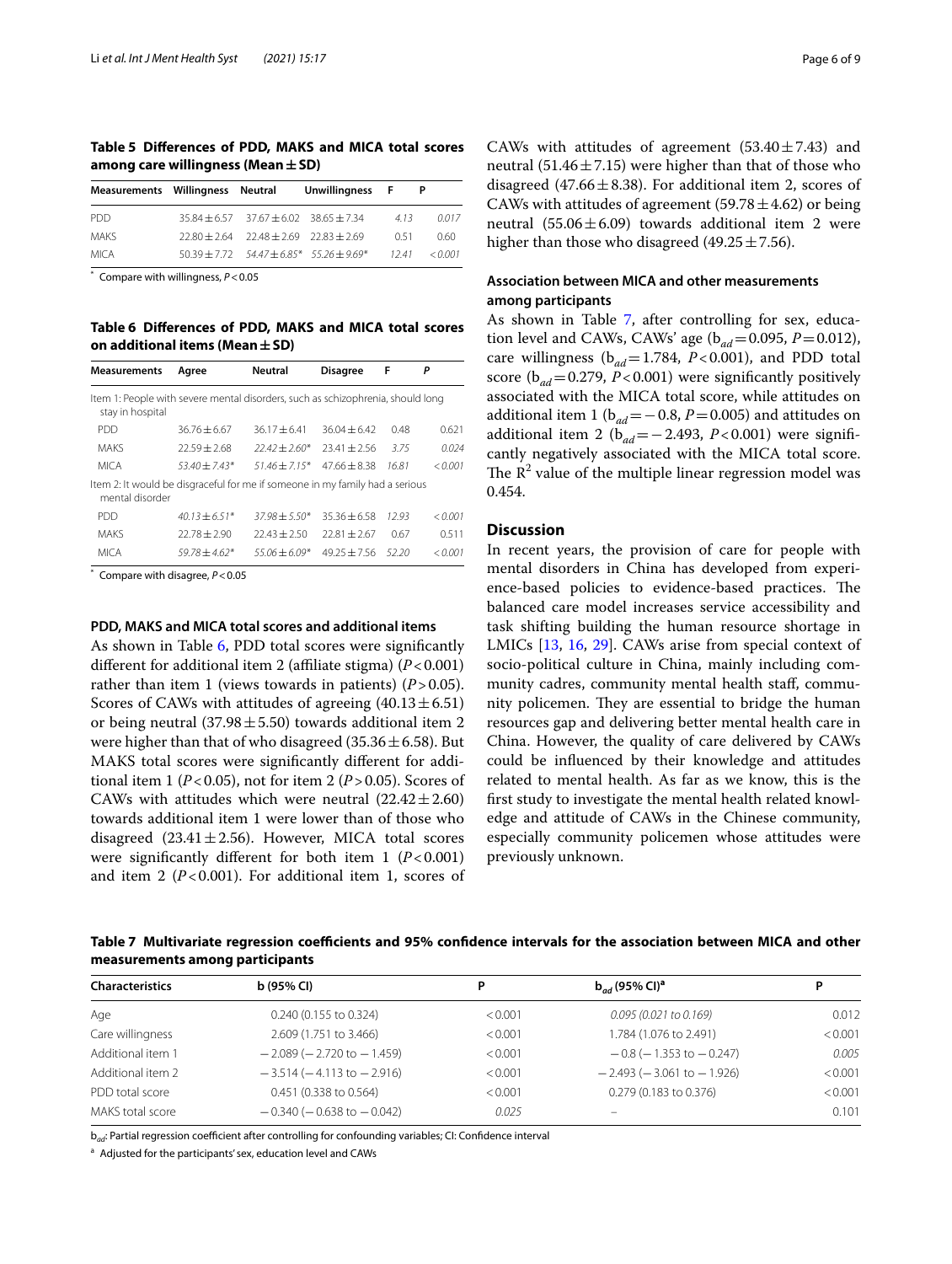**Table 5 Differences of PDD, MAKS and MICA total scores among care willingness (Mean ± SD)**

| Measurements | Willingness | Neutral | Unwillingness | F | P |
|---|---|---|---|---|---|
| PDD | 35.84 ± 6.57 | 37.67 ± 6.02 | 38.65 ± 7.34 | 4.13 | 0.017 |
| MAKS | 22.80 ± 2.64 | 22.48 ± 2.69 | 22.83 ± 2.69 | 0.51 | 0.60 |
| MICA | 50.39 ± 7.72 | 54.47 ± 6.85* | 55.26 ± 9.69* | 12.41 | < 0.001 |

* Compare with willingness, $P < 0.05$

**Table 6 Differences of PDD, MAKS and MICA total scores on additional items (Mean ± SD)**

| Measurements | Agree | Neutral | Disagree | F | P |
|---|---|---|---|---|---|
| Item 1: People with severe mental disorders, such as schizophrenia, should long stay in hospital | | | | | |
| PDD | 36.76 ± 6.67 | 36.17 ± 6.41 | 36.04 ± 6.42 | 0.48 | 0.621 |
| MAKS | 22.59 ± 2.68 | 22.42 ± 2.60* | 23.41 ± 2.56 | 3.75 | 0.024 |
| MICA | 53.40 ± 7.43* | 51.46 ± 7.15* | 47.66 ± 8.38 | 16.81 | < 0.001 |
| Item 2: It would be disgraceful for me if someone in my family had a serious mental disorder | | | | | |
| PDD | 40.13 ± 6.51* | 37.98 ± 5.50* | 35.36 ± 6.58 | 12.93 | < 0.001 |
| MAKS | 22.78 ± 2.90 | 22.43 ± 2.50 | 22.81 ± 2.67 | 0.67 | 0.511 |
| MICA | 59.78 ± 4.62* | 55.06 ± 6.09* | 49.25 ± 7.56 | 52.20 | < 0.001 |

* Compare with disagree, $P < 0.05$

#### PDD, MAKS and MICA total scores and additional items

As shown in Table 6, PDD total scores were significantly different for additional item 2 (affiliate stigma) ($P < 0.001$) rather than item 1 (views towards in patients) ($P > 0.05$). Scores of CAWs with attitudes of agreeing (40.13 ± 6.51) or being neutral (37.98 ± 5.50) towards additional item 2 were higher than that of who disagreed (35.36 ± 6.58). But MAKS total scores were significantly different for additional item 1 ($P < 0.05$), not for item 2 ($P > 0.05$). Scores of CAWs with attitudes which were neutral (22.42 ± 2.60) towards additional item 1 were lower than of those who disagreed (23.41 ± 2.56). However, MICA total scores were significantly different for both item 1 ($P < 0.001$) and item 2 ($P < 0.001$). For additional item 1, scores of CAWs with attitudes of agreement (53.40 ± 7.43) and neutral (51.46 ± 7.15) were higher than that of those who disagreed (47.66 ± 8.38). For additional item 2, scores of CAWs with attitudes of agreement (59.78 ± 4.62) or being neutral (55.06 ± 6.09) towards additional item 2 were higher than those who disagreed (49.25 ± 7.56).

#### Association between MICA and other measurements among participants

As shown in Table 7, after controlling for sex, education level and CAWs, CAWs' age ($b_{ad} = 0.095$, $P = 0.012$), care willingness ($b_{ad} = 1.784$, $P < 0.001$), and PDD total score ($b_{ad} = 0.279$, $P < 0.001$) were significantly positively associated with the MICA total score, while attitudes on additional item 1 ($b_{ad} = -0.8$, $P = 0.005$) and attitudes on additional item 2 ($b_{ad} = -2.493$, $P < 0.001$) were significantly negatively associated with the MICA total score. The $R^2$ value of the multiple linear regression model was 0.454.

## Discussion

In recent years, the provision of care for people with mental disorders in China has developed from experience-based policies to evidence-based practices. The balanced care model increases service accessibility and task shifting building the human resource shortage in LMICs [13, 16, 29]. CAWs arise from special context of socio-political culture in China, mainly including community cadres, community mental health staff, community policemen. They are essential to bridge the human resources gap and delivering better mental health care in China. However, the quality of care delivered by CAWs could be influenced by their knowledge and attitudes related to mental health. As far as we know, this is the first study to investigate the mental health related knowledge and attitude of CAWs in the Chinese community, especially community policemen whose attitudes were previously unknown.

**Table 7 Multivariate regression coefficients and 95% confidence intervals for the association between MICA and other measurements among participants**

| Characteristics | b (95% CI) | P | $b_{ad}$ (95% CI)[a] | P |
|---|---|---|---|---|
| Age | 0.240 (0.155 to 0.324) | < 0.001 | 0.095 (0.021 to 0.169) | 0.012 |
| Care willingness | 2.609 (1.751 to 3.466) | < 0.001 | 1.784 (1.076 to 2.491) | < 0.001 |
| Additional item 1 | − 2.089 (− 2.720 to − 1.459) | < 0.001 | − 0.8 (− 1.353 to − 0.247) | 0.005 |
| Additional item 2 | − 3.514 (− 4.113 to − 2.916) | < 0.001 | − 2.493 (− 3.061 to − 1.926) | < 0.001 |
| PDD total score | 0.451 (0.338 to 0.564) | < 0.001 | 0.279 (0.183 to 0.376) | < 0.001 |
| MAKS total score | − 0.340 (− 0.638 to − 0.042) | 0.025 | – | 0.101 |

$b_{ad}$: Partial regression coefficient after controlling for confounding variables; CI: Confidence interval

[a] Adjusted for the participants' sex, education level and CAWs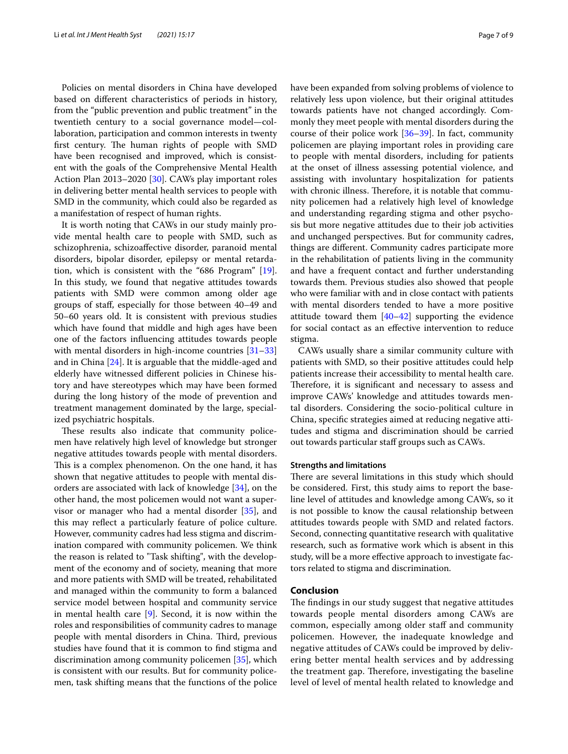Policies on mental disorders in China have developed based on different characteristics of periods in history, from the "public prevention and public treatment" in the twentieth century to a social governance model—collaboration, participation and common interests in twenty first century. The human rights of people with SMD have been recognised and improved, which is consistent with the goals of the Comprehensive Mental Health Action Plan 2013–2020 [30]. CAWs play important roles in delivering better mental health services to people with SMD in the community, which could also be regarded as a manifestation of respect of human rights.

It is worth noting that CAWs in our study mainly provide mental health care to people with SMD, such as schizophrenia, schizoaffective disorder, paranoid mental disorders, bipolar disorder, epilepsy or mental retardation, which is consistent with the "686 Program" [19]. In this study, we found that negative attitudes towards patients with SMD were common among older age groups of staff, especially for those between 40–49 and 50–60 years old. It is consistent with previous studies which have found that middle and high ages have been one of the factors influencing attitudes towards people with mental disorders in high-income countries [31–33] and in China [24]. It is arguable that the middle-aged and elderly have witnessed different policies in Chinese history and have stereotypes which may have been formed during the long history of the mode of prevention and treatment management dominated by the large, specialized psychiatric hospitals.

These results also indicate that community policemen have relatively high level of knowledge but stronger negative attitudes towards people with mental disorders. This is a complex phenomenon. On the one hand, it has shown that negative attitudes to people with mental disorders are associated with lack of knowledge [34], on the other hand, the most policemen would not want a supervisor or manager who had a mental disorder [35], and this may reflect a particularly feature of police culture. However, community cadres had less stigma and discrimination compared with community policemen. We think the reason is related to "Task shifting", with the development of the economy and of society, meaning that more and more patients with SMD will be treated, rehabilitated and managed within the community to form a balanced service model between hospital and community service in mental health care [9]. Second, it is now within the roles and responsibilities of community cadres to manage people with mental disorders in China. Third, previous studies have found that it is common to find stigma and discrimination among community policemen [35], which is consistent with our results. But for community policemen, task shifting means that the functions of the police have been expanded from solving problems of violence to relatively less upon violence, but their original attitudes towards patients have not changed accordingly. Commonly they meet people with mental disorders during the course of their police work [36–39]. In fact, community policemen are playing important roles in providing care to people with mental disorders, including for patients at the onset of illness assessing potential violence, and assisting with involuntary hospitalization for patients with chronic illness. Therefore, it is notable that community policemen had a relatively high level of knowledge and understanding regarding stigma and other psychosis but more negative attitudes due to their job activities and unchanged perspectives. But for community cadres, things are different. Community cadres participate more in the rehabilitation of patients living in the community and have a frequent contact and further understanding towards them. Previous studies also showed that people who were familiar with and in close contact with patients with mental disorders tended to have a more positive attitude toward them [40–42] supporting the evidence for social contact as an effective intervention to reduce stigma.

CAWs usually share a similar community culture with patients with SMD, so their positive attitudes could help patients increase their accessibility to mental health care. Therefore, it is significant and necessary to assess and improve CAWs' knowledge and attitudes towards mental disorders. Considering the socio-political culture in China, specific strategies aimed at reducing negative attitudes and stigma and discrimination should be carried out towards particular staff groups such as CAWs.

### Strengths and limitations

There are several limitations in this study which should be considered. First, this study aims to report the baseline level of attitudes and knowledge among CAWs, so it is not possible to know the causal relationship between attitudes towards people with SMD and related factors. Second, connecting quantitative research with qualitative research, such as formative work which is absent in this study, will be a more effective approach to investigate factors related to stigma and discrimination.

## Conclusion

The findings in our study suggest that negative attitudes towards people mental disorders among CAWs are common, especially among older staff and community policemen. However, the inadequate knowledge and negative attitudes of CAWs could be improved by delivering better mental health services and by addressing the treatment gap. Therefore, investigating the baseline level of level of mental health related to knowledge and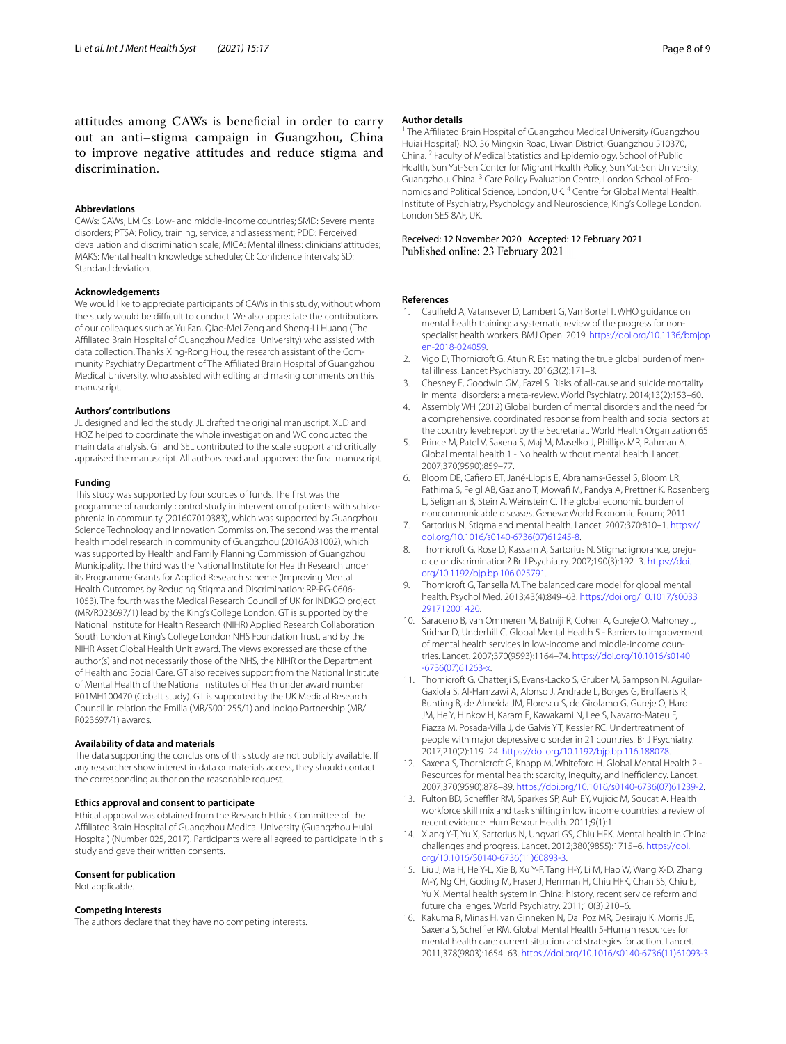attitudes among CAWs is beneficial in order to carry out an anti–stigma campaign in Guangzhou, China to improve negative attitudes and reduce stigma and discrimination.

#### Abbreviations

CAWs: CAWs; LMICs: Low- and middle-income countries; SMD: Severe mental disorders; PTSA: Policy, training, service, and assessment; PDD: Perceived devaluation and discrimination scale; MICA: Mental illness: clinicians' attitudes; MAKS: Mental health knowledge schedule; CI: Confidence intervals; SD: Standard deviation.

#### Acknowledgements

We would like to appreciate participants of CAWs in this study, without whom the study would be difficult to conduct. We also appreciate the contributions of our colleagues such as Yu Fan, Qiao-Mei Zeng and Sheng-Li Huang (The Affiliated Brain Hospital of Guangzhou Medical University) who assisted with data collection. Thanks Xing-Rong Hou, the research assistant of the Community Psychiatry Department of The Affiliated Brain Hospital of Guangzhou Medical University, who assisted with editing and making comments on this manuscript.

#### Authors' contributions

JL designed and led the study. JL drafted the original manuscript. XLD and HQZ helped to coordinate the whole investigation and WC conducted the main data analysis. GT and SEL contributed to the scale support and critically appraised the manuscript. All authors read and approved the final manuscript.

#### Funding

This study was supported by four sources of funds. The first was the programme of randomly control study in intervention of patients with schizophrenia in community (201607010383), which was supported by Guangzhou Science Technology and Innovation Commission. The second was the mental health model research in community of Guangzhou (2016A031002), which was supported by Health and Family Planning Commission of Guangzhou Municipality. The third was the National Institute for Health Research under its Programme Grants for Applied Research scheme (Improving Mental Health Outcomes by Reducing Stigma and Discrimination: RP-PG-0606-1053). The fourth was the Medical Research Council of UK for INDIGO project (MR/R023697/1) lead by the King's College London. GT is supported by the National Institute for Health Research (NIHR) Applied Research Collaboration South London at King's College London NHS Foundation Trust, and by the NIHR Asset Global Health Unit award. The views expressed are those of the author(s) and not necessarily those of the NHS, the NIHR or the Department of Health and Social Care. GT also receives support from the National Institute of Mental Health of the National Institutes of Health under award number R01MH100470 (Cobalt study). GT is supported by the UK Medical Research Council in relation the Emilia (MR/S001255/1) and Indigo Partnership (MR/R023697/1) awards.

#### Availability of data and materials

The data supporting the conclusions of this study are not publicly available. If any researcher show interest in data or materials access, they should contact the corresponding author on the reasonable request.

#### Ethics approval and consent to participate

Ethical approval was obtained from the Research Ethics Committee of The Affiliated Brain Hospital of Guangzhou Medical University (Guangzhou Huiai Hospital) (Number 025, 2017). Participants were all agreed to participate in this study and gave their written consents.

#### Consent for publication

Not applicable.

#### Competing interests

The authors declare that they have no competing interests.

#### Author details

[1] The Affiliated Brain Hospital of Guangzhou Medical University (Guangzhou Huiai Hospital), NO. 36 Mingxin Road, Liwan District, Guangzhou 510370, China. [2] Faculty of Medical Statistics and Epidemiology, School of Public Health, Sun Yat-Sen Center for Migrant Health Policy, Sun Yat-Sen University, Guangzhou, China. [3] Care Policy Evaluation Centre, London School of Economics and Political Science, London, UK. [4] Centre for Global Mental Health, Institute of Psychiatry, Psychology and Neuroscience, King's College London, London SE5 8AF, UK.

Received: 12 November 2020 Accepted: 12 February 2021
Published online: 23 February 2021

#### References

1. Caulfield A, Vatansever D, Lambert G, Van Bortel T. WHO guidance on mental health training: a systematic review of the progress for non-specialist health workers. BMJ Open. 2019. https://doi.org/10.1136/bmjopen-2018-024059.
2. Vigo D, Thornicroft G, Atun R. Estimating the true global burden of mental illness. Lancet Psychiatry. 2016;3(2):171–8.
3. Chesney E, Goodwin GM, Fazel S. Risks of all-cause and suicide mortality in mental disorders: a meta-review. World Psychiatry. 2014;13(2):153–60.
4. Assembly WH (2012) Global burden of mental disorders and the need for a comprehensive, coordinated response from health and social sectors at the country level: report by the Secretariat. World Health Organization 65
5. Prince M, Patel V, Saxena S, Maj M, Maselko J, Phillips MR, Rahman A. Global mental health 1 - No health without mental health. Lancet. 2007;370(9590):859–77.
6. Bloom DE, Cafiero ET, Jané-Llopis E, Abrahams-Gessel S, Bloom LR, Fathima S, Feigl AB, Gaziano T, Mowafi M, Pandya A, Prettner K, Rosenberg L, Seligman B, Stein A, Weinstein C. The global economic burden of noncommunicable diseases. Geneva: World Economic Forum; 2011.
7. Sartorius N. Stigma and mental health. Lancet. 2007;370:810–1. https://doi.org/10.1016/s0140-6736(07)61245-8.
8. Thornicroft G, Rose D, Kassam A, Sartorius N. Stigma: ignorance, prejudice or discrimination? Br J Psychiatry. 2007;190(3):192–3. https://doi.org/10.1192/bjp.bp.106.025791.
9. Thornicroft G, Tansella M. The balanced care model for global mental health. Psychol Med. 2013;43(4):849–63. https://doi.org/10.1017/s0033291712001420.
10. Saraceno B, van Ommeren M, Batniji R, Cohen A, Gureje O, Mahoney J, Sridhar D, Underhill C. Global Mental Health 5 - Barriers to improvement of mental health services in low-income and middle-income countries. Lancet. 2007;370(9593):1164–74. https://doi.org/10.1016/s0140-6736(07)61263-x.
11. Thornicroft G, Chatterji S, Evans-Lacko S, Gruber M, Sampson N, Aguilar-Gaxiola S, Al-Hamzawi A, Alonso J, Andrade L, Borges G, Bruffaerts R, Bunting B, de Almeida JM, Florescu S, de Girolamo G, Gureje O, Haro JM, He Y, Hinkov H, Karam E, Kawakami N, Lee S, Navarro-Mateu F, Piazza M, Posada-Villa J, de Galvis YT, Kessler RC. Undertreatment of people with major depressive disorder in 21 countries. Br J Psychiatry. 2017;210(2):119–24. https://doi.org/10.1192/bjp.bp.116.188078.
12. Saxena S, Thornicroft G, Knapp M, Whiteford H. Global Mental Health 2 - Resources for mental health: scarcity, inequity, and inefficiency. Lancet. 2007;370(9590):878–89. https://doi.org/10.1016/s0140-6736(07)61239-2.
13. Fulton BD, Scheffler RM, Sparkes SP, Auh EY, Vujicic M, Soucat A. Health workforce skill mix and task shifting in low income countries: a review of recent evidence. Hum Resour Health. 2011;9(1):1.
14. Xiang Y-T, Yu X, Sartorius N, Ungvari GS, Chiu HFK. Mental health in China: challenges and progress. Lancet. 2012;380(9855):1715–6. https://doi.org/10.1016/S0140-6736(11)60893-3.
15. Liu J, Ma H, He Y-L, Xie B, Xu Y-F, Tang H-Y, Li M, Hao W, Wang X-D, Zhang M-Y, Ng CH, Goding M, Fraser J, Herrman H, Chiu HFK, Chan SS, Chiu E, Yu X. Mental health system in China: history, recent service reform and future challenges. World Psychiatry. 2011;10(3):210–6.
16. Kakuma R, Minas H, van Ginneken N, Dal Poz MR, Desiraju K, Morris JE, Saxena S, Scheffler RM. Global Mental Health 5-Human resources for mental health care: current situation and strategies for action. Lancet. 2011;378(9803):1654–63. https://doi.org/10.1016/s0140-6736(11)61093-3.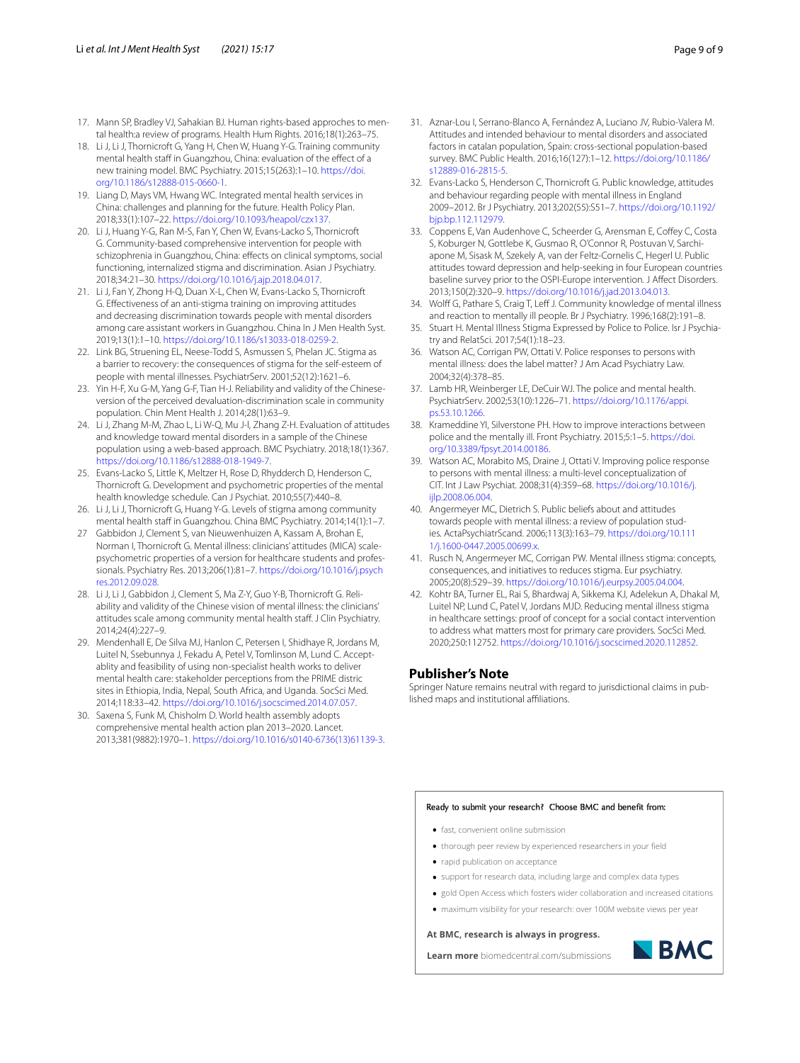17. Mann SP, Bradley VJ, Sahakian BJ. Human rights-based approches to mental health:a review of programs. Health Hum Rights. 2016;18(1):263–75.
18. Li J, Li J, Thornicroft G, Yang H, Chen W, Huang Y-G. Training community mental health staff in Guangzhou, China: evaluation of the effect of a new training model. BMC Psychiatry. 2015;15(263):1–10. https://doi.org/10.1186/s12888-015-0660-1.
19. Liang D, Mays VM, Hwang WC. Integrated mental health services in China: challenges and planning for the future. Health Policy Plan. 2018;33(1):107–22. https://doi.org/10.1093/heapol/czx137.
20. Li J, Huang Y-G, Ran M-S, Fan Y, Chen W, Evans-Lacko S, Thornicroft G. Community-based comprehensive intervention for people with schizophrenia in Guangzhou, China: effects on clinical symptoms, social functioning, internalized stigma and discrimination. Asian J Psychiatry. 2018;34:21–30. https://doi.org/10.1016/j.ajp.2018.04.017.
21. Li J, Fan Y, Zhong H-Q, Duan X-L, Chen W, Evans-Lacko S, Thornicroft G. Effectiveness of an anti-stigma training on improving attitudes and decreasing discrimination towards people with mental disorders among care assistant workers in Guangzhou. China In J Men Health Syst. 2019;13(1):1–10. https://doi.org/10.1186/s13033-018-0259-2.
22. Link BG, Struening EL, Neese-Todd S, Asmussen S, Phelan JC. Stigma as a barrier to recovery: the consequences of stigma for the self-esteem of people with mental illnesses. PsychiatrServ. 2001;52(12):1621–6.
23. Yin H-F, Xu G-M, Yang G-F, Tian H-J. Reliability and validity of the Chinese-version of the perceived devaluation-discrimination scale in community population. Chin Ment Health J. 2014;28(1):63–9.
24. Li J, Zhang M-M, Zhao L, Li W-Q, Mu J-l, Zhang Z-H. Evaluation of attitudes and knowledge toward mental disorders in a sample of the Chinese population using a web-based approach. BMC Psychiatry. 2018;18(1):367. https://doi.org/10.1186/s12888-018-1949-7.
25. Evans-Lacko S, Little K, Meltzer H, Rose D, Rhydderch D, Henderson C, Thornicroft G. Development and psychometric properties of the mental health knowledge schedule. Can J Psychiat. 2010;55(7):440–8.
26. Li J, Li J, Thornicroft G, Huang Y-G. Levels of stigma among community mental health staff in Guangzhou. China BMC Psychiatry. 2014;14(1):1–7.
27 Gabbidon J, Clement S, van Nieuwenhuizen A, Kassam A, Brohan E, Norman I, Thornicroft G. Mental illness: clinicians' attitudes (MICA) scale-psychometric properties of a version for healthcare students and professionals. Psychiatry Res. 2013;206(1):81–7. https://doi.org/10.1016/j.psychres.2012.09.028.
28. Li J, Li J, Gabbidon J, Clement S, Ma Z-Y, Guo Y-B, Thornicroft G. Reliability and validity of the Chinese vision of mental illness: the clinicians' attitudes scale among community mental health staff. J Clin Psychiatry. 2014;24(4):227–9.
29. Mendenhall E, De Silva MJ, Hanlon C, Petersen I, Shidhaye R, Jordans M, Luitel N, Ssebunnya J, Fekadu A, Patel V, Tomlinson M, Lund C. Acceptablity and feasibility of using non-specialist health works to deliver mental health care: stakeholder perceptions from the PRIME distric sites in Ethiopia, India, Nepal, South Africa, and Uganda. SocSci Med. 2014;118:33–42. https://doi.org/10.1016/j.socscimed.2014.07.057.
30. Saxena S, Funk M, Chisholm D. World health assembly adopts comprehensive mental health action plan 2013–2020. Lancet. 2013;381(9882):1970–1. https://doi.org/10.1016/s0140-6736(13)61139-3.
31. Aznar-Lou I, Serrano-Blanco A, Fernández A, Luciano JV, Rubio-Valera M. Attitudes and intended behaviour to mental disorders and associated factors in catalan population, Spain: cross-sectional population-based survey. BMC Public Health. 2016;16(127):1–12. https://doi.org/10.1186/s12889-016-2815-5.
32. Evans-Lacko S, Henderson C, Thornicroft G. Public knowledge, attitudes and behaviour regarding people with mental illness in England 2009–2012. Br J Psychiatry. 2013;202(55):S51–7. https://doi.org/10.1192/bjp.bp.112.112979.
33. Coppens E, Van Audenhove C, Scheerder G, Arensman E, Coffey C, Costa S, Koburger N, Gottlebe K, Gusmao R, O'Connor R, Postuvan V, Sarchiapone M, Sisask M, Szekely A, van der Feltz-Cornelis C, Hegerl U. Public attitudes toward depression and help-seeking in four European countries baseline survey prior to the OSPI-Europe intervention. J Affect Disorders. 2013;150(2):320–9. https://doi.org/10.1016/j.jad.2013.04.013.
34. Wolff G, Pathare S, Craig T, Leff J. Community knowledge of mental illness and reaction to mentally ill people. Br J Psychiatry. 1996;168(2):191–8.
35. Stuart H. Mental Illness Stigma Expressed by Police to Police. Isr J Psychiatry and RelatSci. 2017;54(1):18–23.
36. Watson AC, Corrigan PW, Ottati V. Police responses to persons with mental illness: does the label matter? J Am Acad Psychiatry Law. 2004;32(4):378–85.
37. Lamb HR, Weinberger LE, DeCuir WJ. The police and mental health. PsychiatrServ. 2002;53(10):1226–71. https://doi.org/10.1176/appi.ps.53.10.1266.
38. Krameddine YI, Silverstone PH. How to improve interactions between police and the mentally ill. Front Psychiatry. 2015;5:1–5. https://doi.org/10.3389/fpsyt.2014.00186.
39. Watson AC, Morabito MS, Draine J, Ottati V. Improving police response to persons with mental illness: a multi-level conceptualization of CIT. Int J Law Psychiat. 2008;31(4):359–68. https://doi.org/10.1016/j.ijlp.2008.06.004.
40. Angermeyer MC, Dietrich S. Public beliefs about and attitudes towards people with mental illness: a review of population studies. ActaPsychiatrScand. 2006;113(3):163–79. https://doi.org/10.1111/j.1600-0447.2005.00699.x.
41. Rusch N, Angermeyer MC, Corrigan PW. Mental illness stigma: concepts, consequences, and initiatives to reduce stigma. Eur psychiatry. 2005;20(8):529–39. https://doi.org/10.1016/j.eurpsy.2005.04.004.
42. Kohtr BA, Turner EL, Rai S, Bhardwaj A, Sikkema KJ, Adelekun A, Dhakal M, Luitel NP, Lund C, Patel V, Jordans MJD. Reducing mental illness stigma in healthcare settings: proof of concept for a social contact intervention to address what matters most for primary care providers. SocSci Med. 2020;250:112752. https://doi.org/10.1016/j.socscimed.2020.112852.

## Publisher's Note

Springer Nature remains neutral with regard to jurisdictional claims in published maps and institutional affiliations.

Ready to submit your research? Choose BMC and benefit from:

- fast, convenient online submission
- thorough peer review by experienced researchers in your field
- rapid publication on acceptance
- support for research data, including large and complex data types
- gold Open Access which fosters wider collaboration and increased citations
- maximum visibility for your research: over 100M website views per year

**At BMC, research is always in progress.**

**Learn more** biomedcentral.com/submissions

BMC